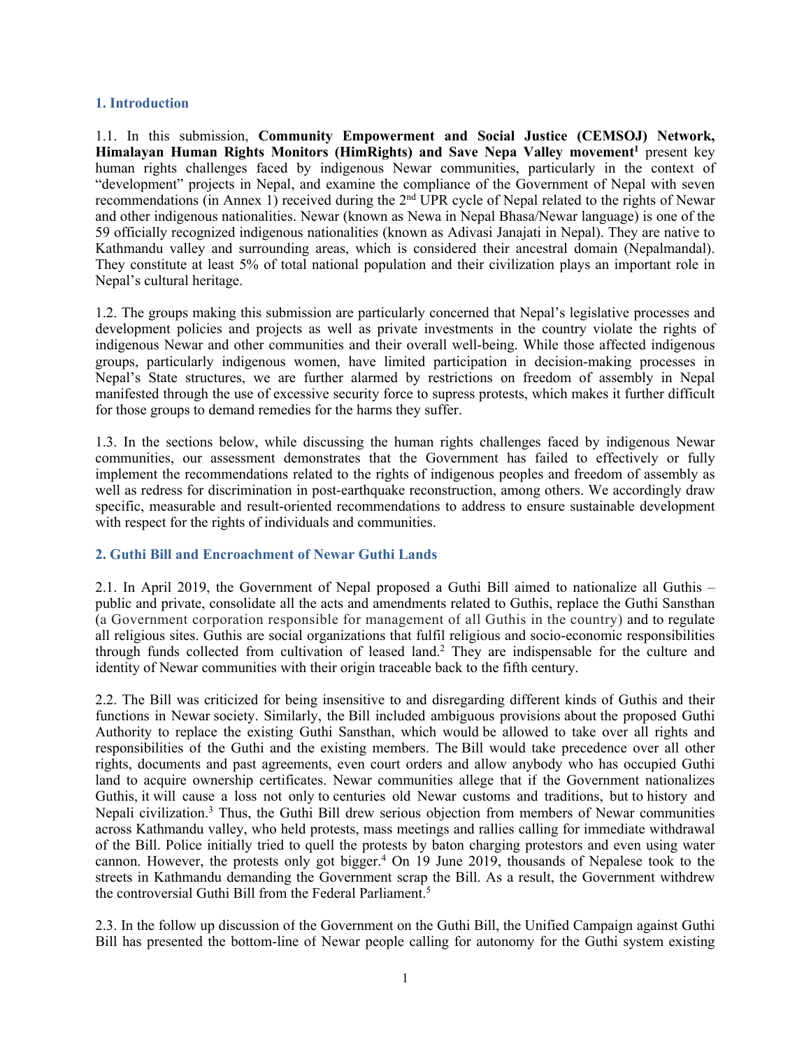## 1. Introduction

1.1. In this submission, **Community Empowerment and Social Justice (CEMSOJ) Network, Himalayan Human Rights Monitors (HimRights) and Save Nepa Valley movement**[1] present key human rights challenges faced by indigenous Newar communities, particularly in the context of "development" projects in Nepal, and examine the compliance of the Government of Nepal with seven recommendations (in Annex 1) received during the 2nd UPR cycle of Nepal related to the rights of Newar and other indigenous nationalities. Newar (known as Newa in Nepal Bhasa/Newar language) is one of the 59 officially recognized indigenous nationalities (known as Adivasi Janajati in Nepal). They are native to Kathmandu valley and surrounding areas, which is considered their ancestral domain (Nepalmandal). They constitute at least 5% of total national population and their civilization plays an important role in Nepal's cultural heritage.

1.2. The groups making this submission are particularly concerned that Nepal's legislative processes and development policies and projects as well as private investments in the country violate the rights of indigenous Newar and other communities and their overall well-being. While those affected indigenous groups, particularly indigenous women, have limited participation in decision-making processes in Nepal's State structures, we are further alarmed by restrictions on freedom of assembly in Nepal manifested through the use of excessive security force to supress protests, which makes it further difficult for those groups to demand remedies for the harms they suffer.

1.3. In the sections below, while discussing the human rights challenges faced by indigenous Newar communities, our assessment demonstrates that the Government has failed to effectively or fully implement the recommendations related to the rights of indigenous peoples and freedom of assembly as well as redress for discrimination in post-earthquake reconstruction, among others. We accordingly draw specific, measurable and result-oriented recommendations to address to ensure sustainable development with respect for the rights of individuals and communities.

## 2. Guthi Bill and Encroachment of Newar Guthi Lands

2.1. In April 2019, the Government of Nepal proposed a Guthi Bill aimed to nationalize all Guthis – public and private, consolidate all the acts and amendments related to Guthis, replace the Guthi Sansthan (a Government corporation responsible for management of all Guthis in the country) and to regulate all religious sites. Guthis are social organizations that fulfil religious and socio-economic responsibilities through funds collected from cultivation of leased land.[2] They are indispensable for the culture and identity of Newar communities with their origin traceable back to the fifth century.

2.2. The Bill was criticized for being insensitive to and disregarding different kinds of Guthis and their functions in Newar society. Similarly, the Bill included ambiguous provisions about the proposed Guthi Authority to replace the existing Guthi Sansthan, which would be allowed to take over all rights and responsibilities of the Guthi and the existing members. The Bill would take precedence over all other rights, documents and past agreements, even court orders and allow anybody who has occupied Guthi land to acquire ownership certificates. Newar communities allege that if the Government nationalizes Guthis, it will cause a loss not only to centuries old Newar customs and traditions, but to history and Nepali civilization.[3] Thus, the Guthi Bill drew serious objection from members of Newar communities across Kathmandu valley, who held protests, mass meetings and rallies calling for immediate withdrawal of the Bill. Police initially tried to quell the protests by baton charging protestors and even using water cannon. However, the protests only got bigger.[4] On 19 June 2019, thousands of Nepalese took to the streets in Kathmandu demanding the Government scrap the Bill. As a result, the Government withdrew the controversial Guthi Bill from the Federal Parliament.[5]

2.3. In the follow up discussion of the Government on the Guthi Bill, the Unified Campaign against Guthi Bill has presented the bottom-line of Newar people calling for autonomy for the Guthi system existing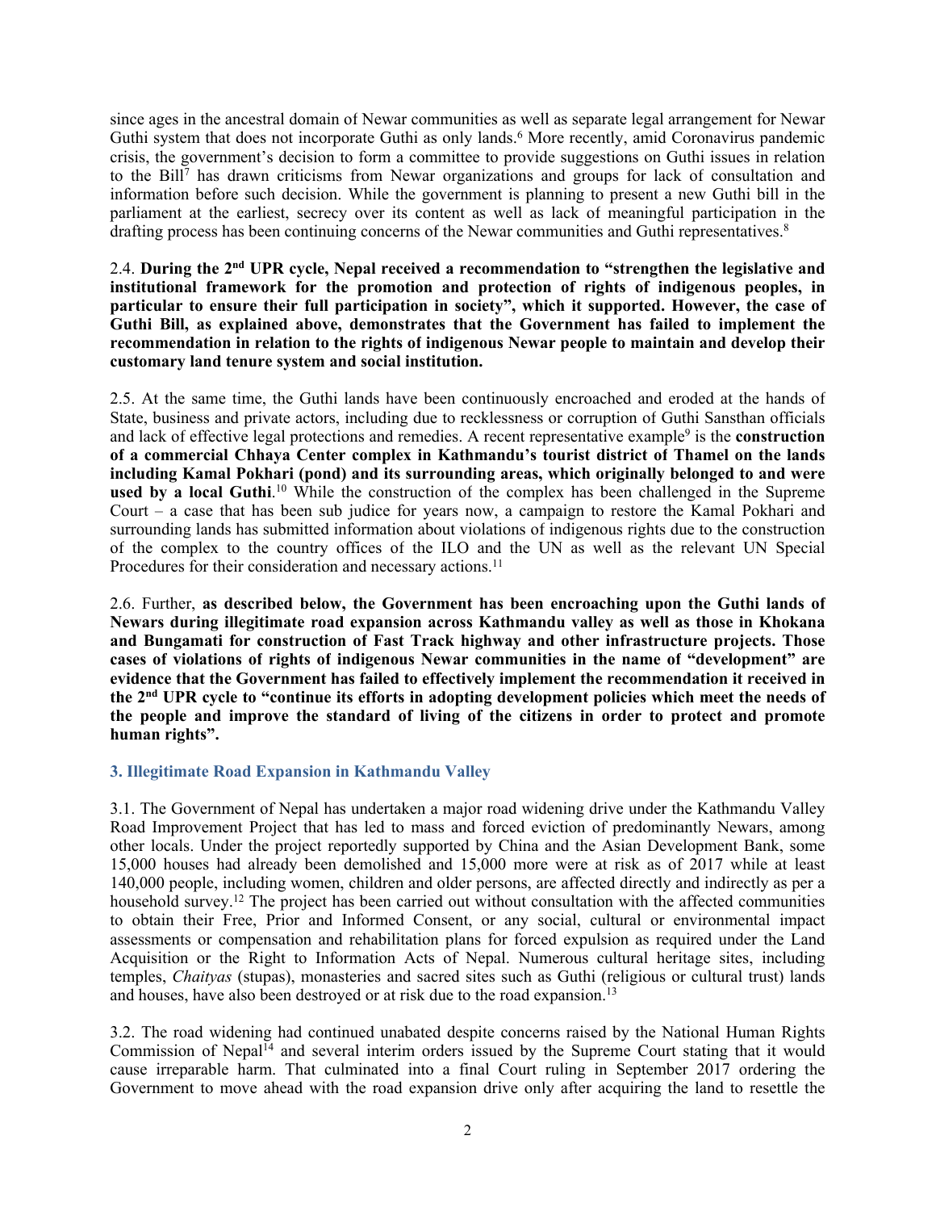since ages in the ancestral domain of Newar communities as well as separate legal arrangement for Newar Guthi system that does not incorporate Guthi as only lands.[6] More recently, amid Coronavirus pandemic crisis, the government's decision to form a committee to provide suggestions on Guthi issues in relation to the Bill[7] has drawn criticisms from Newar organizations and groups for lack of consultation and information before such decision. While the government is planning to present a new Guthi bill in the parliament at the earliest, secrecy over its content as well as lack of meaningful participation in the drafting process has been continuing concerns of the Newar communities and Guthi representatives.[8]

2.4. **During the 2nd UPR cycle, Nepal received a recommendation to "strengthen the legislative and institutional framework for the promotion and protection of rights of indigenous peoples, in particular to ensure their full participation in society", which it supported. However, the case of Guthi Bill, as explained above, demonstrates that the Government has failed to implement the recommendation in relation to the rights of indigenous Newar people to maintain and develop their customary land tenure system and social institution.**

2.5. At the same time, the Guthi lands have been continuously encroached and eroded at the hands of State, business and private actors, including due to recklessness or corruption of Guthi Sansthan officials and lack of effective legal protections and remedies. A recent representative example[9] is the **construction of a commercial Chhaya Center complex in Kathmandu's tourist district of Thamel on the lands including Kamal Pokhari (pond) and its surrounding areas, which originally belonged to and were used by a local Guthi**.[10] While the construction of the complex has been challenged in the Supreme Court – a case that has been sub judice for years now, a campaign to restore the Kamal Pokhari and surrounding lands has submitted information about violations of indigenous rights due to the construction of the complex to the country offices of the ILO and the UN as well as the relevant UN Special Procedures for their consideration and necessary actions.[11]

2.6. Further, **as described below, the Government has been encroaching upon the Guthi lands of Newars during illegitimate road expansion across Kathmandu valley as well as those in Khokana and Bungamati for construction of Fast Track highway and other infrastructure projects. Those cases of violations of rights of indigenous Newar communities in the name of "development" are evidence that the Government has failed to effectively implement the recommendation it received in the 2nd UPR cycle to "continue its efforts in adopting development policies which meet the needs of the people and improve the standard of living of the citizens in order to protect and promote human rights".**

### 3. Illegitimate Road Expansion in Kathmandu Valley

3.1. The Government of Nepal has undertaken a major road widening drive under the Kathmandu Valley Road Improvement Project that has led to mass and forced eviction of predominantly Newars, among other locals. Under the project reportedly supported by China and the Asian Development Bank, some 15,000 houses had already been demolished and 15,000 more were at risk as of 2017 while at least 140,000 people, including women, children and older persons, are affected directly and indirectly as per a household survey.[12] The project has been carried out without consultation with the affected communities to obtain their Free, Prior and Informed Consent, or any social, cultural or environmental impact assessments or compensation and rehabilitation plans for forced expulsion as required under the Land Acquisition or the Right to Information Acts of Nepal. Numerous cultural heritage sites, including temples, *Chaityas* (stupas), monasteries and sacred sites such as Guthi (religious or cultural trust) lands and houses, have also been destroyed or at risk due to the road expansion.[13]

3.2. The road widening had continued unabated despite concerns raised by the National Human Rights Commission of Nepal[14] and several interim orders issued by the Supreme Court stating that it would cause irreparable harm. That culminated into a final Court ruling in September 2017 ordering the Government to move ahead with the road expansion drive only after acquiring the land to resettle the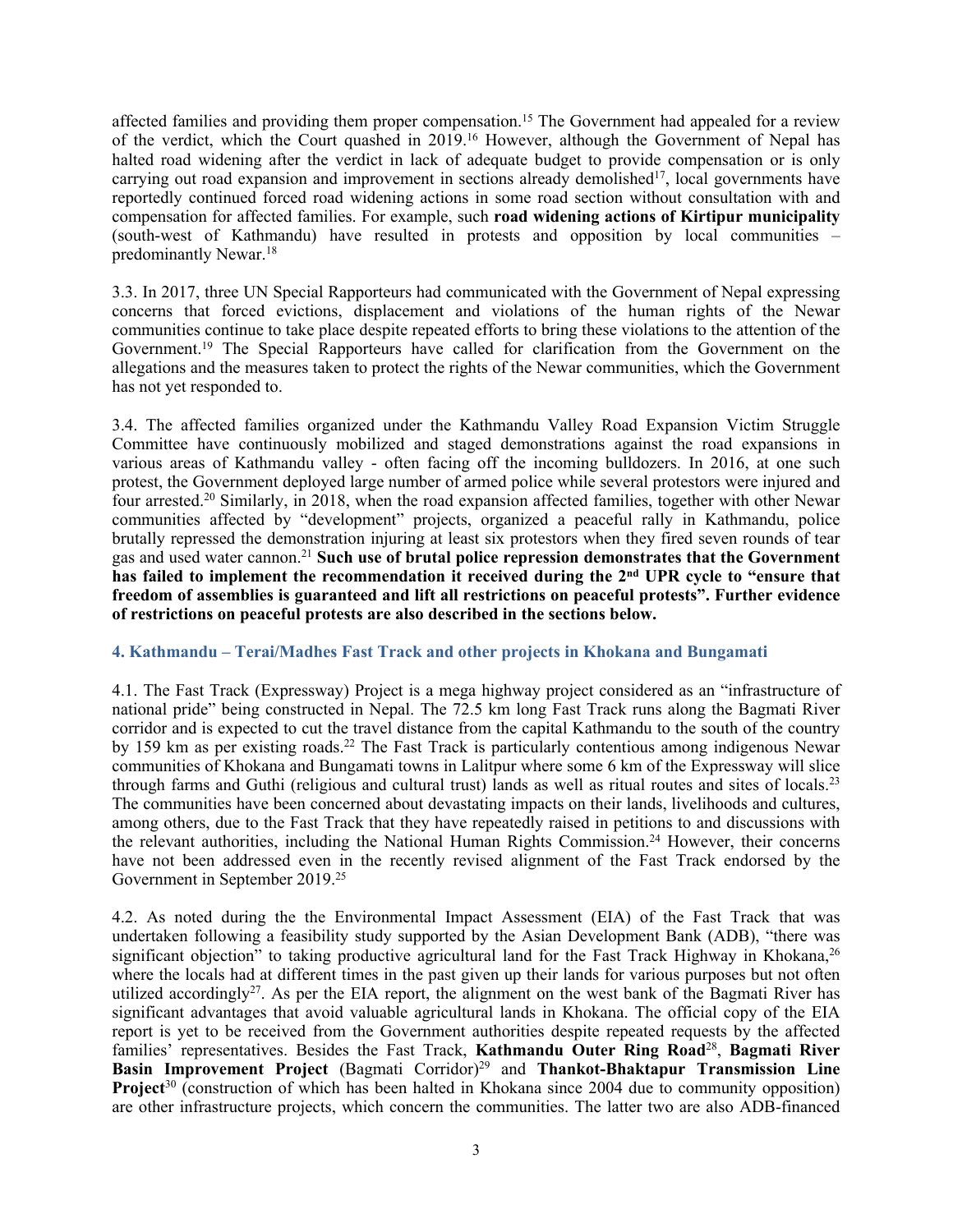affected families and providing them proper compensation.[15] The Government had appealed for a review of the verdict, which the Court quashed in 2019.[16] However, although the Government of Nepal has halted road widening after the verdict in lack of adequate budget to provide compensation or is only carrying out road expansion and improvement in sections already demolished[17], local governments have reportedly continued forced road widening actions in some road section without consultation with and compensation for affected families. For example, such **road widening actions of Kirtipur municipality** (south-west of Kathmandu) have resulted in protests and opposition by local communities – predominantly Newar.[18]

3.3. In 2017, three UN Special Rapporteurs had communicated with the Government of Nepal expressing concerns that forced evictions, displacement and violations of the human rights of the Newar communities continue to take place despite repeated efforts to bring these violations to the attention of the Government.[19] The Special Rapporteurs have called for clarification from the Government on the allegations and the measures taken to protect the rights of the Newar communities, which the Government has not yet responded to.

3.4. The affected families organized under the Kathmandu Valley Road Expansion Victim Struggle Committee have continuously mobilized and staged demonstrations against the road expansions in various areas of Kathmandu valley - often facing off the incoming bulldozers. In 2016, at one such protest, the Government deployed large number of armed police while several protestors were injured and four arrested.[20] Similarly, in 2018, when the road expansion affected families, together with other Newar communities affected by "development" projects, organized a peaceful rally in Kathmandu, police brutally repressed the demonstration injuring at least six protestors when they fired seven rounds of tear gas and used water cannon.[21] **Such use of brutal police repression demonstrates that the Government has failed to implement the recommendation it received during the 2nd UPR cycle to "ensure that freedom of assemblies is guaranteed and lift all restrictions on peaceful protests". Further evidence of restrictions on peaceful protests are also described in the sections below.**

## 4. Kathmandu – Terai/Madhes Fast Track and other projects in Khokana and Bungamati

4.1. The Fast Track (Expressway) Project is a mega highway project considered as an "infrastructure of national pride" being constructed in Nepal. The 72.5 km long Fast Track runs along the Bagmati River corridor and is expected to cut the travel distance from the capital Kathmandu to the south of the country by 159 km as per existing roads.[22] The Fast Track is particularly contentious among indigenous Newar communities of Khokana and Bungamati towns in Lalitpur where some 6 km of the Expressway will slice through farms and Guthi (religious and cultural trust) lands as well as ritual routes and sites of locals.[23] The communities have been concerned about devastating impacts on their lands, livelihoods and cultures, among others, due to the Fast Track that they have repeatedly raised in petitions to and discussions with the relevant authorities, including the National Human Rights Commission.[24] However, their concerns have not been addressed even in the recently revised alignment of the Fast Track endorsed by the Government in September 2019.[25]

4.2. As noted during the the Environmental Impact Assessment (EIA) of the Fast Track that was undertaken following a feasibility study supported by the Asian Development Bank (ADB), "there was significant objection" to taking productive agricultural land for the Fast Track Highway in Khokana,[26] where the locals had at different times in the past given up their lands for various purposes but not often utilized accordingly[27]. As per the EIA report, the alignment on the west bank of the Bagmati River has significant advantages that avoid valuable agricultural lands in Khokana. The official copy of the EIA report is yet to be received from the Government authorities despite repeated requests by the affected families' representatives. Besides the Fast Track, **Kathmandu Outer Ring Road**[28], **Bagmati River Basin Improvement Project** (Bagmati Corridor)[29] and **Thankot-Bhaktapur Transmission Line Project**[30] (construction of which has been halted in Khokana since 2004 due to community opposition) are other infrastructure projects, which concern the communities. The latter two are also ADB-financed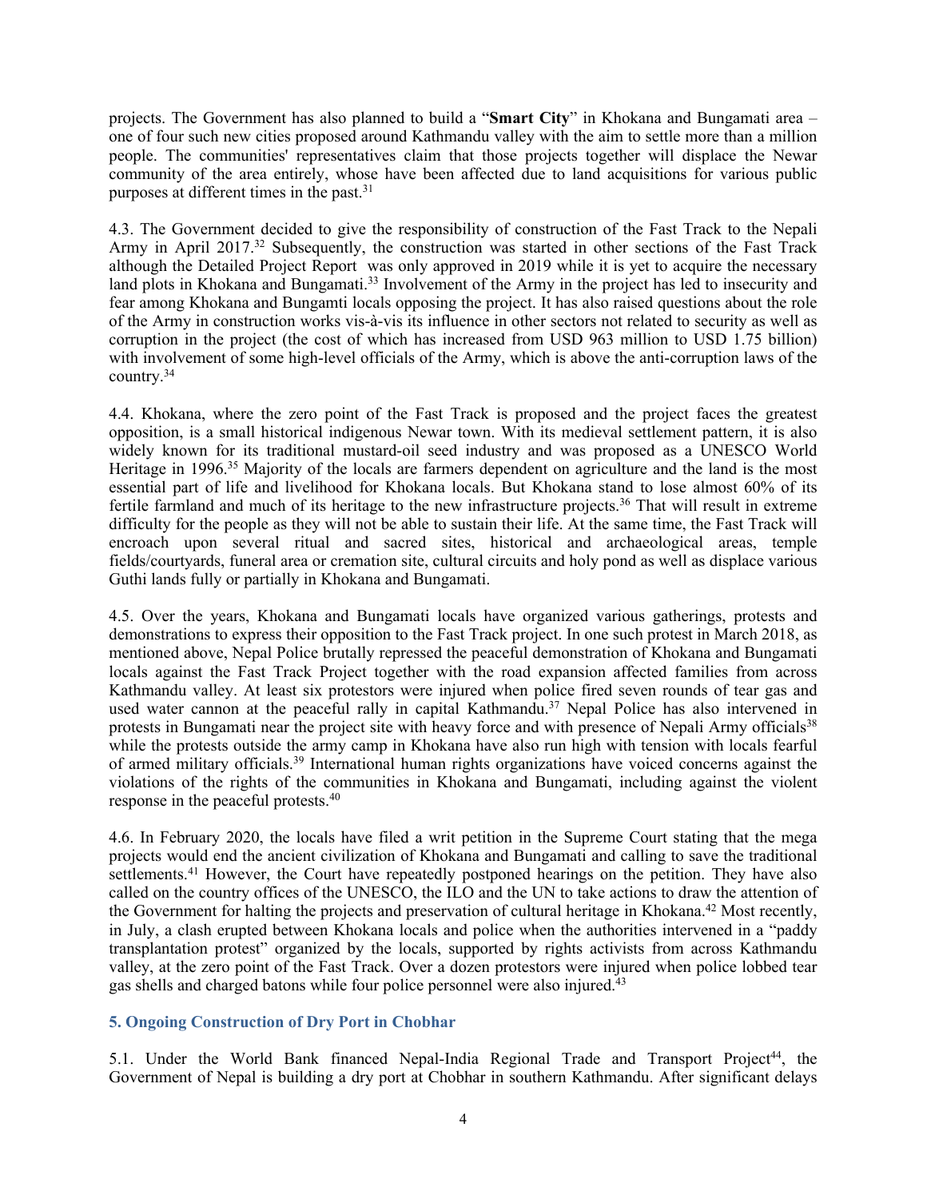projects. The Government has also planned to build a "**Smart City**" in Khokana and Bungamati area – one of four such new cities proposed around Kathmandu valley with the aim to settle more than a million people. The communities' representatives claim that those projects together will displace the Newar community of the area entirely, whose have been affected due to land acquisitions for various public purposes at different times in the past.[31]

4.3. The Government decided to give the responsibility of construction of the Fast Track to the Nepali Army in April 2017.[32] Subsequently, the construction was started in other sections of the Fast Track although the Detailed Project Report was only approved in 2019 while it is yet to acquire the necessary land plots in Khokana and Bungamati.[33] Involvement of the Army in the project has led to insecurity and fear among Khokana and Bungamti locals opposing the project. It has also raised questions about the role of the Army in construction works vis-à-vis its influence in other sectors not related to security as well as corruption in the project (the cost of which has increased from USD 963 million to USD 1.75 billion) with involvement of some high-level officials of the Army, which is above the anti-corruption laws of the country.[34]

4.4. Khokana, where the zero point of the Fast Track is proposed and the project faces the greatest opposition, is a small historical indigenous Newar town. With its medieval settlement pattern, it is also widely known for its traditional mustard-oil seed industry and was proposed as a UNESCO World Heritage in 1996.[35] Majority of the locals are farmers dependent on agriculture and the land is the most essential part of life and livelihood for Khokana locals. But Khokana stand to lose almost 60% of its fertile farmland and much of its heritage to the new infrastructure projects.[36] That will result in extreme difficulty for the people as they will not be able to sustain their life. At the same time, the Fast Track will encroach upon several ritual and sacred sites, historical and archaeological areas, temple fields/courtyards, funeral area or cremation site, cultural circuits and holy pond as well as displace various Guthi lands fully or partially in Khokana and Bungamati.

4.5. Over the years, Khokana and Bungamati locals have organized various gatherings, protests and demonstrations to express their opposition to the Fast Track project. In one such protest in March 2018, as mentioned above, Nepal Police brutally repressed the peaceful demonstration of Khokana and Bungamati locals against the Fast Track Project together with the road expansion affected families from across Kathmandu valley. At least six protestors were injured when police fired seven rounds of tear gas and used water cannon at the peaceful rally in capital Kathmandu.[37] Nepal Police has also intervened in protests in Bungamati near the project site with heavy force and with presence of Nepali Army officials[38] while the protests outside the army camp in Khokana have also run high with tension with locals fearful of armed military officials.[39] International human rights organizations have voiced concerns against the violations of the rights of the communities in Khokana and Bungamati, including against the violent response in the peaceful protests.[40]

4.6. In February 2020, the locals have filed a writ petition in the Supreme Court stating that the mega projects would end the ancient civilization of Khokana and Bungamati and calling to save the traditional settlements.[41] However, the Court have repeatedly postponed hearings on the petition. They have also called on the country offices of the UNESCO, the ILO and the UN to take actions to draw the attention of the Government for halting the projects and preservation of cultural heritage in Khokana.[42] Most recently, in July, a clash erupted between Khokana locals and police when the authorities intervened in a "paddy transplantation protest" organized by the locals, supported by rights activists from across Kathmandu valley, at the zero point of the Fast Track. Over a dozen protestors were injured when police lobbed tear gas shells and charged batons while four police personnel were also injured.[43]

## 5. Ongoing Construction of Dry Port in Chobhar

5.1. Under the World Bank financed Nepal-India Regional Trade and Transport Project[44], the Government of Nepal is building a dry port at Chobhar in southern Kathmandu. After significant delays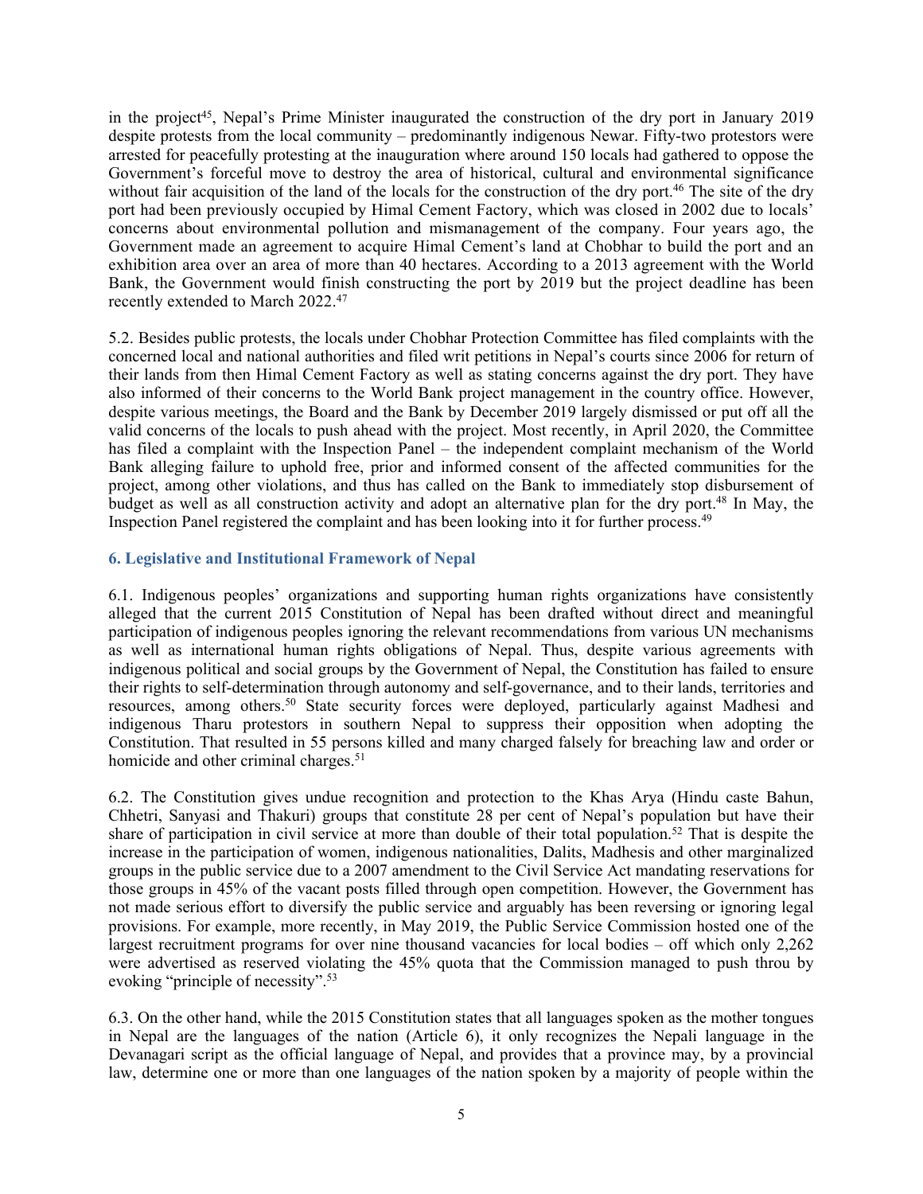in the project[45], Nepal's Prime Minister inaugurated the construction of the dry port in January 2019 despite protests from the local community – predominantly indigenous Newar. Fifty-two protestors were arrested for peacefully protesting at the inauguration where around 150 locals had gathered to oppose the Government's forceful move to destroy the area of historical, cultural and environmental significance without fair acquisition of the land of the locals for the construction of the dry port.[46] The site of the dry port had been previously occupied by Himal Cement Factory, which was closed in 2002 due to locals' concerns about environmental pollution and mismanagement of the company. Four years ago, the Government made an agreement to acquire Himal Cement's land at Chobhar to build the port and an exhibition area over an area of more than 40 hectares. According to a 2013 agreement with the World Bank, the Government would finish constructing the port by 2019 but the project deadline has been recently extended to March 2022.[47]

5.2. Besides public protests, the locals under Chobhar Protection Committee has filed complaints with the concerned local and national authorities and filed writ petitions in Nepal's courts since 2006 for return of their lands from then Himal Cement Factory as well as stating concerns against the dry port. They have also informed of their concerns to the World Bank project management in the country office. However, despite various meetings, the Board and the Bank by December 2019 largely dismissed or put off all the valid concerns of the locals to push ahead with the project. Most recently, in April 2020, the Committee has filed a complaint with the Inspection Panel – the independent complaint mechanism of the World Bank alleging failure to uphold free, prior and informed consent of the affected communities for the project, among other violations, and thus has called on the Bank to immediately stop disbursement of budget as well as all construction activity and adopt an alternative plan for the dry port.[48] In May, the Inspection Panel registered the complaint and has been looking into it for further process.[49]

## 6. Legislative and Institutional Framework of Nepal

6.1. Indigenous peoples' organizations and supporting human rights organizations have consistently alleged that the current 2015 Constitution of Nepal has been drafted without direct and meaningful participation of indigenous peoples ignoring the relevant recommendations from various UN mechanisms as well as international human rights obligations of Nepal. Thus, despite various agreements with indigenous political and social groups by the Government of Nepal, the Constitution has failed to ensure their rights to self-determination through autonomy and self-governance, and to their lands, territories and resources, among others.[50] State security forces were deployed, particularly against Madhesi and indigenous Tharu protestors in southern Nepal to suppress their opposition when adopting the Constitution. That resulted in 55 persons killed and many charged falsely for breaching law and order or homicide and other criminal charges.[51]

6.2. The Constitution gives undue recognition and protection to the Khas Arya (Hindu caste Bahun, Chhetri, Sanyasi and Thakuri) groups that constitute 28 per cent of Nepal's population but have their share of participation in civil service at more than double of their total population.[52] That is despite the increase in the participation of women, indigenous nationalities, Dalits, Madhesis and other marginalized groups in the public service due to a 2007 amendment to the Civil Service Act mandating reservations for those groups in 45% of the vacant posts filled through open competition. However, the Government has not made serious effort to diversify the public service and arguably has been reversing or ignoring legal provisions. For example, more recently, in May 2019, the Public Service Commission hosted one of the largest recruitment programs for over nine thousand vacancies for local bodies – off which only 2,262 were advertised as reserved violating the 45% quota that the Commission managed to push throu by evoking "principle of necessity".[53]

6.3. On the other hand, while the 2015 Constitution states that all languages spoken as the mother tongues in Nepal are the languages of the nation (Article 6), it only recognizes the Nepali language in the Devanagari script as the official language of Nepal, and provides that a province may, by a provincial law, determine one or more than one languages of the nation spoken by a majority of people within the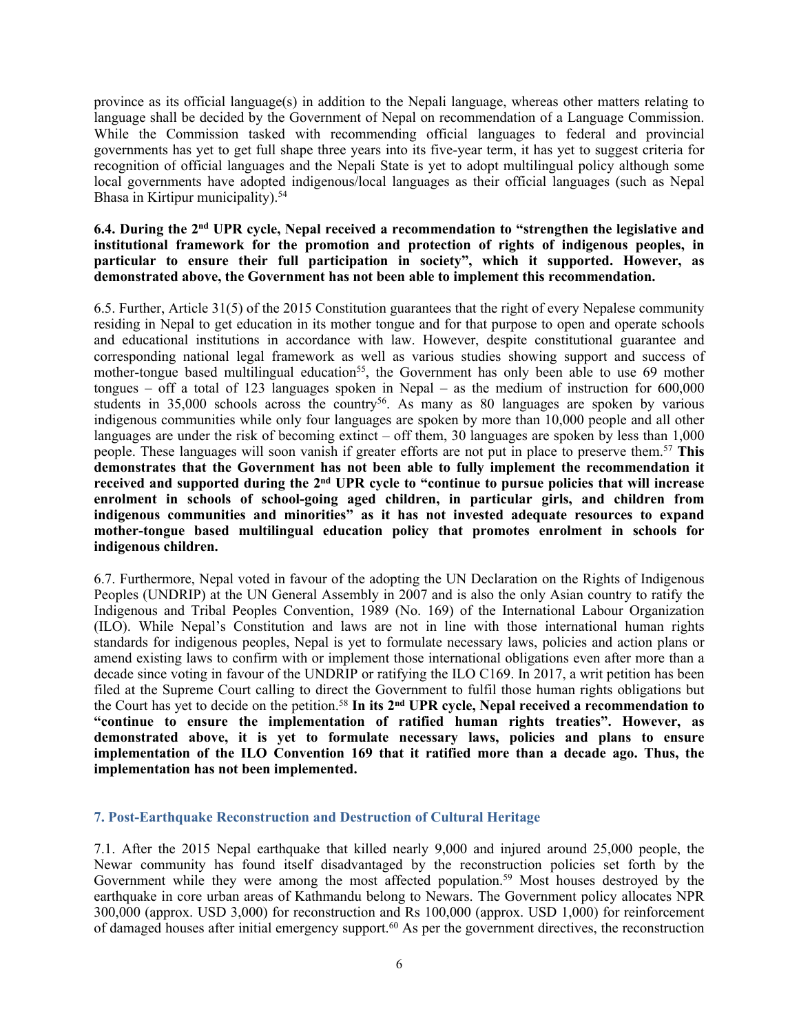province as its official language(s) in addition to the Nepali language, whereas other matters relating to language shall be decided by the Government of Nepal on recommendation of a Language Commission. While the Commission tasked with recommending official languages to federal and provincial governments has yet to get full shape three years into its five-year term, it has yet to suggest criteria for recognition of official languages and the Nepali State is yet to adopt multilingual policy although some local governments have adopted indigenous/local languages as their official languages (such as Nepal Bhasa in Kirtipur municipality).[54]

**6.4. During the 2nd UPR cycle, Nepal received a recommendation to "strengthen the legislative and institutional framework for the promotion and protection of rights of indigenous peoples, in particular to ensure their full participation in society", which it supported. However, as demonstrated above, the Government has not been able to implement this recommendation.**

6.5. Further, Article 31(5) of the 2015 Constitution guarantees that the right of every Nepalese community residing in Nepal to get education in its mother tongue and for that purpose to open and operate schools and educational institutions in accordance with law. However, despite constitutional guarantee and corresponding national legal framework as well as various studies showing support and success of mother-tongue based multilingual education[55], the Government has only been able to use 69 mother tongues – off a total of 123 languages spoken in Nepal – as the medium of instruction for 600,000 students in 35,000 schools across the country[56]. As many as 80 languages are spoken by various indigenous communities while only four languages are spoken by more than 10,000 people and all other languages are under the risk of becoming extinct – off them, 30 languages are spoken by less than 1,000 people. These languages will soon vanish if greater efforts are not put in place to preserve them.[57] **This demonstrates that the Government has not been able to fully implement the recommendation it received and supported during the 2nd UPR cycle to "continue to pursue policies that will increase enrolment in schools of school-going aged children, in particular girls, and children from indigenous communities and minorities" as it has not invested adequate resources to expand mother-tongue based multilingual education policy that promotes enrolment in schools for indigenous children.**

6.7. Furthermore, Nepal voted in favour of the adopting the UN Declaration on the Rights of Indigenous Peoples (UNDRIP) at the UN General Assembly in 2007 and is also the only Asian country to ratify the Indigenous and Tribal Peoples Convention, 1989 (No. 169) of the International Labour Organization (ILO). While Nepal's Constitution and laws are not in line with those international human rights standards for indigenous peoples, Nepal is yet to formulate necessary laws, policies and action plans or amend existing laws to confirm with or implement those international obligations even after more than a decade since voting in favour of the UNDRIP or ratifying the ILO C169. In 2017, a writ petition has been filed at the Supreme Court calling to direct the Government to fulfil those human rights obligations but the Court has yet to decide on the petition.[58] **In its 2nd UPR cycle, Nepal received a recommendation to "continue to ensure the implementation of ratified human rights treaties". However, as demonstrated above, it is yet to formulate necessary laws, policies and plans to ensure implementation of the ILO Convention 169 that it ratified more than a decade ago. Thus, the implementation has not been implemented.**

## 7. Post-Earthquake Reconstruction and Destruction of Cultural Heritage

7.1. After the 2015 Nepal earthquake that killed nearly 9,000 and injured around 25,000 people, the Newar community has found itself disadvantaged by the reconstruction policies set forth by the Government while they were among the most affected population.[59] Most houses destroyed by the earthquake in core urban areas of Kathmandu belong to Newars. The Government policy allocates NPR 300,000 (approx. USD 3,000) for reconstruction and Rs 100,000 (approx. USD 1,000) for reinforcement of damaged houses after initial emergency support.[60] As per the government directives, the reconstruction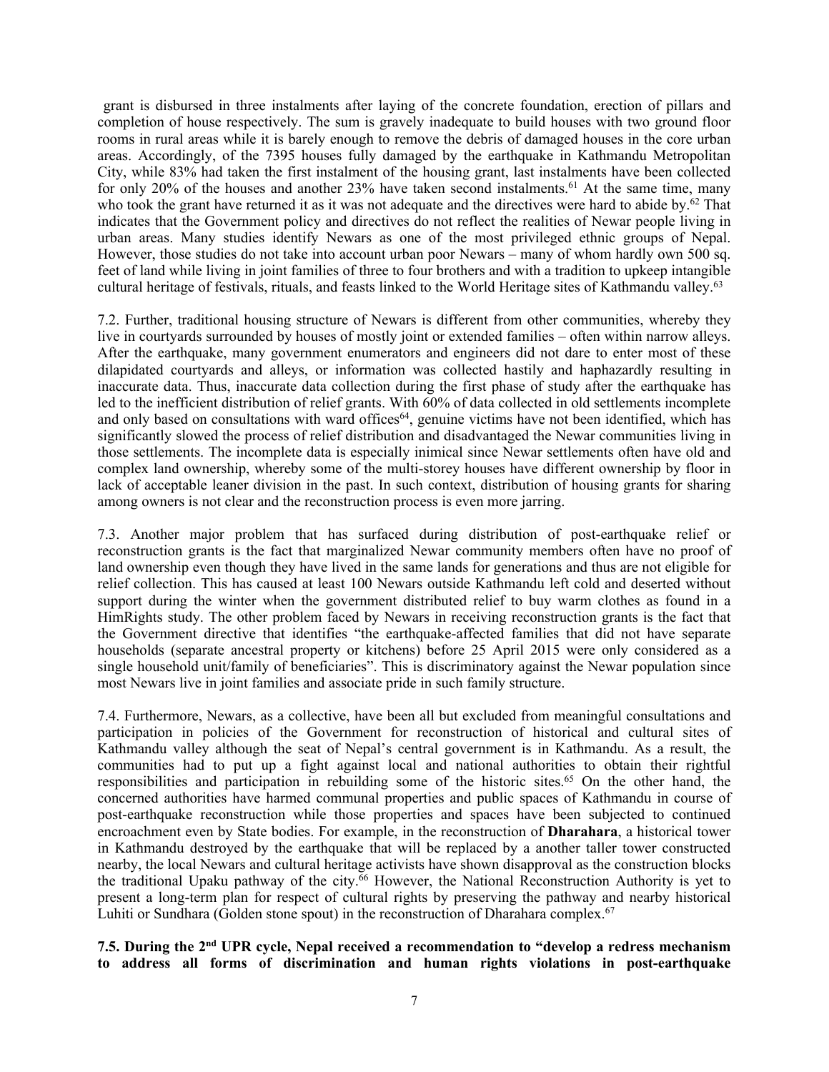grant is disbursed in three instalments after laying of the concrete foundation, erection of pillars and completion of house respectively. The sum is gravely inadequate to build houses with two ground floor rooms in rural areas while it is barely enough to remove the debris of damaged houses in the core urban areas. Accordingly, of the 7395 houses fully damaged by the earthquake in Kathmandu Metropolitan City, while 83% had taken the first instalment of the housing grant, last instalments have been collected for only 20% of the houses and another 23% have taken second instalments.[61] At the same time, many who took the grant have returned it as it was not adequate and the directives were hard to abide by.[62] That indicates that the Government policy and directives do not reflect the realities of Newar people living in urban areas. Many studies identify Newars as one of the most privileged ethnic groups of Nepal. However, those studies do not take into account urban poor Newars – many of whom hardly own 500 sq. feet of land while living in joint families of three to four brothers and with a tradition to upkeep intangible cultural heritage of festivals, rituals, and feasts linked to the World Heritage sites of Kathmandu valley.[63]

7.2. Further, traditional housing structure of Newars is different from other communities, whereby they live in courtyards surrounded by houses of mostly joint or extended families – often within narrow alleys. After the earthquake, many government enumerators and engineers did not dare to enter most of these dilapidated courtyards and alleys, or information was collected hastily and haphazardly resulting in inaccurate data. Thus, inaccurate data collection during the first phase of study after the earthquake has led to the inefficient distribution of relief grants. With 60% of data collected in old settlements incomplete and only based on consultations with ward offices[64], genuine victims have not been identified, which has significantly slowed the process of relief distribution and disadvantaged the Newar communities living in those settlements. The incomplete data is especially inimical since Newar settlements often have old and complex land ownership, whereby some of the multi-storey houses have different ownership by floor in lack of acceptable leaner division in the past. In such context, distribution of housing grants for sharing among owners is not clear and the reconstruction process is even more jarring.

7.3. Another major problem that has surfaced during distribution of post-earthquake relief or reconstruction grants is the fact that marginalized Newar community members often have no proof of land ownership even though they have lived in the same lands for generations and thus are not eligible for relief collection. This has caused at least 100 Newars outside Kathmandu left cold and deserted without support during the winter when the government distributed relief to buy warm clothes as found in a HimRights study. The other problem faced by Newars in receiving reconstruction grants is the fact that the Government directive that identifies "the earthquake-affected families that did not have separate households (separate ancestral property or kitchens) before 25 April 2015 were only considered as a single household unit/family of beneficiaries". This is discriminatory against the Newar population since most Newars live in joint families and associate pride in such family structure.

7.4. Furthermore, Newars, as a collective, have been all but excluded from meaningful consultations and participation in policies of the Government for reconstruction of historical and cultural sites of Kathmandu valley although the seat of Nepal's central government is in Kathmandu. As a result, the communities had to put up a fight against local and national authorities to obtain their rightful responsibilities and participation in rebuilding some of the historic sites.[65] On the other hand, the concerned authorities have harmed communal properties and public spaces of Kathmandu in course of post-earthquake reconstruction while those properties and spaces have been subjected to continued encroachment even by State bodies. For example, in the reconstruction of **Dharahara**, a historical tower in Kathmandu destroyed by the earthquake that will be replaced by a another taller tower constructed nearby, the local Newars and cultural heritage activists have shown disapproval as the construction blocks the traditional Upaku pathway of the city.[66] However, the National Reconstruction Authority is yet to present a long-term plan for respect of cultural rights by preserving the pathway and nearby historical Luhiti or Sundhara (Golden stone spout) in the reconstruction of Dharahara complex.[67]

**7.5. During the 2nd UPR cycle, Nepal received a recommendation to "develop a redress mechanism to address all forms of discrimination and human rights violations in post-earthquake**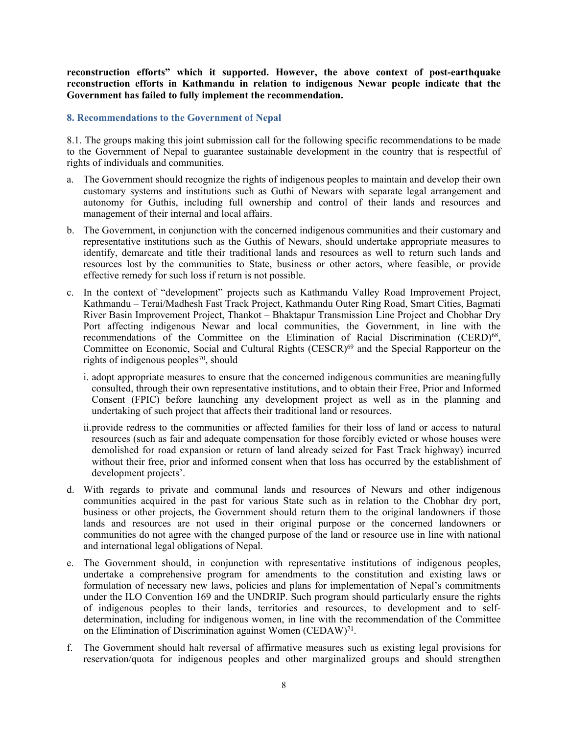**reconstruction efforts" which it supported. However, the above context of post-earthquake reconstruction efforts in Kathmandu in relation to indigenous Newar people indicate that the Government has failed to fully implement the recommendation.**

## 8. Recommendations to the Government of Nepal

8.1. The groups making this joint submission call for the following specific recommendations to be made to the Government of Nepal to guarantee sustainable development in the country that is respectful of rights of individuals and communities.

a. The Government should recognize the rights of indigenous peoples to maintain and develop their own customary systems and institutions such as Guthi of Newars with separate legal arrangement and autonomy for Guthis, including full ownership and control of their lands and resources and management of their internal and local affairs.

b. The Government, in conjunction with the concerned indigenous communities and their customary and representative institutions such as the Guthis of Newars, should undertake appropriate measures to identify, demarcate and title their traditional lands and resources as well to return such lands and resources lost by the communities to State, business or other actors, where feasible, or provide effective remedy for such loss if return is not possible.

c. In the context of "development" projects such as Kathmandu Valley Road Improvement Project, Kathmandu – Terai/Madhesh Fast Track Project, Kathmandu Outer Ring Road, Smart Cities, Bagmati River Basin Improvement Project, Thankot – Bhaktapur Transmission Line Project and Chobhar Dry Port affecting indigenous Newar and local communities, the Government, in line with the recommendations of the Committee on the Elimination of Racial Discrimination (CERD)[68], Committee on Economic, Social and Cultural Rights (CESCR)[69] and the Special Rapporteur on the rights of indigenous peoples[70], should

   i. adopt appropriate measures to ensure that the concerned indigenous communities are meaningfully consulted, through their own representative institutions, and to obtain their Free, Prior and Informed Consent (FPIC) before launching any development project as well as in the planning and undertaking of such project that affects their traditional land or resources.

   ii. provide redress to the communities or affected families for their loss of land or access to natural resources (such as fair and adequate compensation for those forcibly evicted or whose houses were demolished for road expansion or return of land already seized for Fast Track highway) incurred without their free, prior and informed consent when that loss has occurred by the establishment of development projects'.

d. With regards to private and communal lands and resources of Newars and other indigenous communities acquired in the past for various State such as in relation to the Chobhar dry port, business or other projects, the Government should return them to the original landowners if those lands and resources are not used in their original purpose or the concerned landowners or communities do not agree with the changed purpose of the land or resource use in line with national and international legal obligations of Nepal.

e. The Government should, in conjunction with representative institutions of indigenous peoples, undertake a comprehensive program for amendments to the constitution and existing laws or formulation of necessary new laws, policies and plans for implementation of Nepal's commitments under the ILO Convention 169 and the UNDRIP. Such program should particularly ensure the rights of indigenous peoples to their lands, territories and resources, to development and to self-determination, including for indigenous women, in line with the recommendation of the Committee on the Elimination of Discrimination against Women (CEDAW)[71].

f. The Government should halt reversal of affirmative measures such as existing legal provisions for reservation/quota for indigenous peoples and other marginalized groups and should strengthen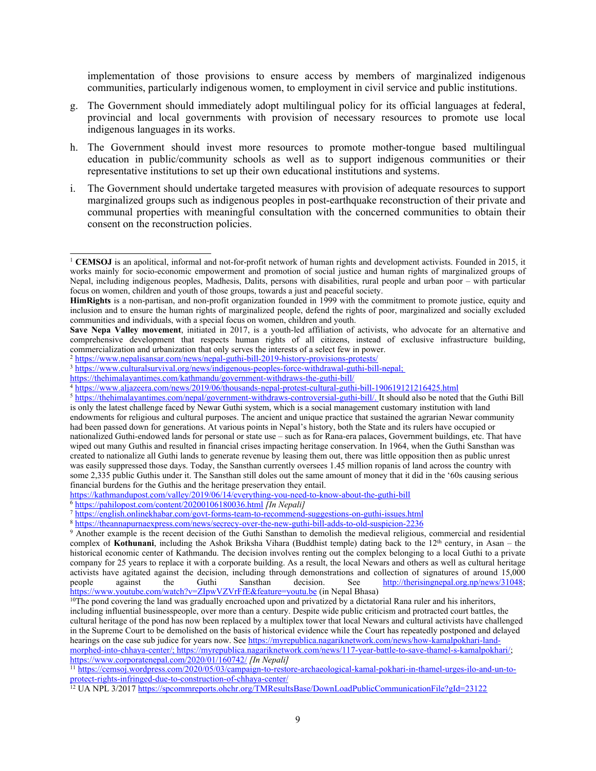implementation of those provisions to ensure access by members of marginalized indigenous communities, particularly indigenous women, to employment in civil service and public institutions.

g. The Government should immediately adopt multilingual policy for its official languages at federal, provincial and local governments with provision of necessary resources to promote use local indigenous languages in its works.

h. The Government should invest more resources to promote mother-tongue based multilingual education in public/community schools as well as to support indigenous communities or their representative institutions to set up their own educational institutions and systems.

i. The Government should undertake targeted measures with provision of adequate resources to support marginalized groups such as indigenous peoples in post-earthquake reconstruction of their private and communal properties with meaningful consultation with the concerned communities to obtain their consent on the reconstruction policies.

---

[1] **CEMSOJ** is an apolitical, informal and not-for-profit network of human rights and development activists. Founded in 2015, it works mainly for socio-economic empowerment and promotion of social justice and human rights of marginalized groups of Nepal, including indigenous peoples, Madhesis, Dalits, persons with disabilities, rural people and urban poor – with particular focus on women, children and youth of those groups, towards a just and peaceful society.

**HimRights** is a non-partisan, and non-profit organization founded in 1999 with the commitment to promote justice, equity and inclusion and to ensure the human rights of marginalized people, defend the rights of poor, marginalized and socially excluded communities and individuals, with a special focus on women, children and youth.

**Save Nepa Valley movement**, initiated in 2017, is a youth-led affiliation of activists, who advocate for an alternative and comprehensive development that respects human rights of all citizens, instead of exclusive infrastructure building, commercialization and urbanization that only serves the interests of a select few in power.

[2] https://www.nepalisansar.com/news/nepal-guthi-bill-2019-history-provisions-protests/

[3] https://www.culturalsurvival.org/news/indigenous-peoples-force-withdrawal-guthi-bill-nepal; https://thehimalayantimes.com/kathmandu/government-withdraws-the-guthi-bill/

[4] https://www.aljazeera.com/news/2019/06/thousands-nepal-protest-cultural-guthi-bill-190619121216425.html

[5] https://thehimalayantimes.com/nepal/government-withdraws-controversial-guthi-bill/. It should also be noted that the Guthi Bill is only the latest challenge faced by Newar Guthi system, which is a social management customary institution with land endowments for religious and cultural purposes. The ancient and unique practice that sustained the agrarian Newar community had been passed down for generations. At various points in Nepal's history, both the State and its rulers have occupied or nationalized Guthi-endowed lands for personal or state use – such as for Rana-era palaces, Government buildings, etc. That have wiped out many Guthis and resulted in financial crises impacting heritage conservation. In 1964, when the Guthi Sansthan was created to nationalize all Guthi lands to generate revenue by leasing them out, there was little opposition then as public unrest was easily suppressed those days. Today, the Sansthan currently oversees 1.45 million ropanis of land across the country with some 2,335 public Guthis under it. The Sansthan still doles out the same amount of money that it did in the '60s causing serious financial burdens for the Guthis and the heritage preservation they entail.
https://kathmandupost.com/valley/2019/06/14/everything-you-need-to-know-about-the-guthi-bill

[6] https://pahilopost.com/content/20200106180036.html *[In Nepali]*

[7] https://english.onlinekhabar.com/govt-forms-team-to-recommend-suggestions-on-guthi-issues.html

[8] https://theannapurnaexpress.com/news/secrecy-over-the-new-guthi-bill-adds-to-old-suspicion-2236

[9] Another example is the recent decision of the Guthi Sansthan to demolish the medieval religious, commercial and residential complex of **Kothunani**, including the Ashok Briksha Vihara (Buddhist temple) dating back to the 12th century, in Asan – the historical economic center of Kathmandu. The decision involves renting out the complex belonging to a local Guthi to a private company for 25 years to replace it with a corporate building. As a result, the local Newars and others as well as cultural heritage activists have agitated against the decision, including through demonstrations and collection of signatures of around 15,000 people against the Guthi Sansthan decision. See http://therisingnepal.org.np/news/31048; https://www.youtube.com/watch?v=ZIpwVZVrFfE&feature=youtu.be (in Nepal Bhasa)

[10] The pond covering the land was gradually encroached upon and privatized by a dictatorial Rana ruler and his inheritors, including influential businesspeople, over more than a century. Despite wide public criticism and protracted court battles, the cultural heritage of the pond has now been replaced by a multiplex tower that local Newars and cultural activists have challenged in the Supreme Court to be demolished on the basis of historical evidence while the Court has repeatedly postponed and delayed hearings on the case sub judice for years now. See https://myrepublica.nagariknetwork.com/news/how-kamalpokhari-land-morphed-into-chhaya-center/; https://myrepublica.nagariknetwork.com/news/117-year-battle-to-save-thamel-s-kamalpokhari/; https://www.corporatenepal.com/2020/01/160742/ *[In Nepali]*

[11] https://cemsoj.wordpress.com/2020/05/03/campaign-to-restore-archaeological-kamal-pokhari-in-thamel-urges-ilo-and-un-to-protect-rights-infringed-due-to-construction-of-chhaya-center/

[12] UA NPL 3/2017 https://spcommreports.ohchr.org/TMResultsBase/DownLoadPublicCommunicationFile?gId=23122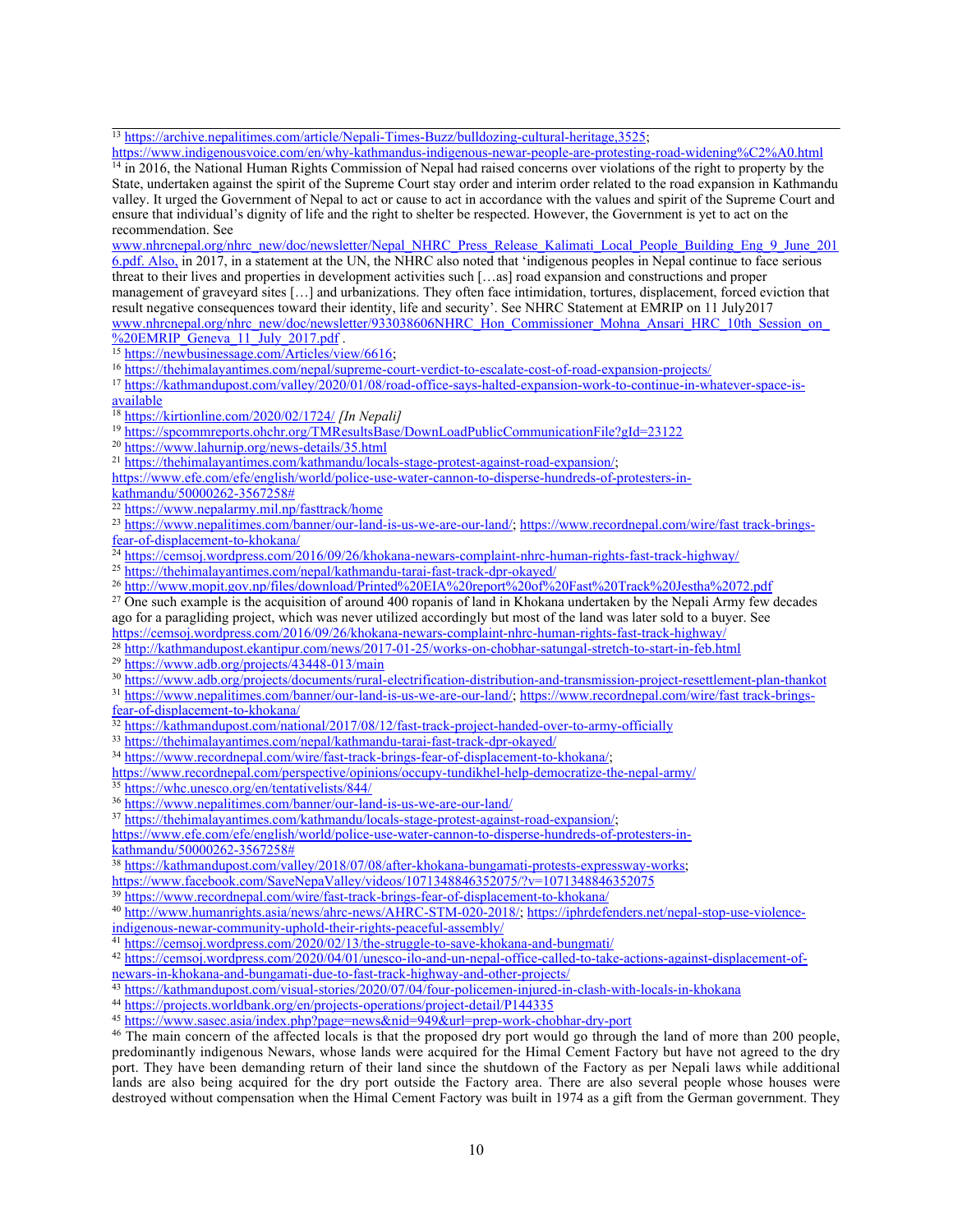[13] https://archive.nepalitimes.com/article/Nepali-Times-Buzz/bulldozing-cultural-heritage,3525; https://www.indigenousvoice.com/en/why-kathmandus-indigenous-newar-people-are-protesting-road-widening%C2%A0.html

[14] in 2016, the National Human Rights Commission of Nepal had raised concerns over violations of the right to property by the State, undertaken against the spirit of the Supreme Court stay order and interim order related to the road expansion in Kathmandu valley. It urged the Government of Nepal to act or cause to act in accordance with the values and spirit of the Supreme Court and ensure that individual's dignity of life and the right to shelter be respected. However, the Government is yet to act on the recommendation. See www.nhrcnepal.org/nhrc_new/doc/newsletter/Nepal_NHRC_Press_Release_Kalimati_Local_People_Building_Eng_9_June_2016.pdf. Also, in 2017, in a statement at the UN, the NHRC also noted that 'indigenous peoples in Nepal continue to face serious threat to their lives and properties in development activities such […as] road expansion and constructions and proper management of graveyard sites […] and urbanizations. They often face intimidation, tortures, displacement, forced eviction that result negative consequences toward their identity, life and security'. See NHRC Statement at EMRIP on 11 July2017 www.nhrcnepal.org/nhrc_new/doc/newsletter/933038606NHRC_Hon_Commissioner_Mohna_Ansari_HRC_10th_Session_on_%20EMRIP_Geneva_11_July_2017.pdf .

[15] https://newbusinessage.com/Articles/view/6616;

[16] https://thehimalayantimes.com/nepal/supreme-court-verdict-to-escalate-cost-of-road-expansion-projects/

[17] https://kathmandupost.com/valley/2020/01/08/road-office-says-halted-expansion-work-to-continue-in-whatever-space-is-available

[18] https://kirtionline.com/2020/02/1724/ *[In Nepali]*

[19] https://spcommreports.ohchr.org/TMResultsBase/DownLoadPublicCommunicationFile?gId=23122

[20] https://www.lahurnip.org/news-details/35.html

[21] https://thehimalayantimes.com/kathmandu/locals-stage-protest-against-road-expansion/; https://www.efe.com/efe/english/world/police-use-water-cannon-to-disperse-hundreds-of-protesters-in-kathmandu/50000262-3567258#

[22] https://www.nepalarmy.mil.np/fasttrack/home

[23] https://www.nepalitimes.com/banner/our-land-is-us-we-are-our-land/; https://www.recordnepal.com/wire/fast track-brings-fear-of-displacement-to-khokana/

[24] https://cemsoj.wordpress.com/2016/09/26/khokana-newars-complaint-nhrc-human-rights-fast-track-highway/

[25] https://thehimalayantimes.com/nepal/kathmandu-tarai-fast-track-dpr-okayed/

[26] http://www.mopit.gov.np/files/download/Printed%20EIA%20report%20of%20Fast%20Track%20Jestha%2072.pdf

[27] One such example is the acquisition of around 400 ropanis of land in Khokana undertaken by the Nepali Army few decades ago for a paragliding project, which was never utilized accordingly but most of the land was later sold to a buyer. See https://cemsoj.wordpress.com/2016/09/26/khokana-newars-complaint-nhrc-human-rights-fast-track-highway/

[28] http://kathmandupost.ekantipur.com/news/2017-01-25/works-on-chobhar-satungal-stretch-to-start-in-feb.html

[29] https://www.adb.org/projects/43448-013/main

[30] https://www.adb.org/projects/documents/rural-electrification-distribution-and-transmission-project-resettlement-plan-thankot

[31] https://www.nepalitimes.com/banner/our-land-is-us-we-are-our-land/; https://www.recordnepal.com/wire/fast track-brings-fear-of-displacement-to-khokana/

[32] https://kathmandupost.com/national/2017/08/12/fast-track-project-handed-over-to-army-officially

[33] https://thehimalayantimes.com/nepal/kathmandu-tarai-fast-track-dpr-okayed/

[34] https://www.recordnepal.com/wire/fast-track-brings-fear-of-displacement-to-khokana/; https://www.recordnepal.com/perspective/opinions/occupy-tundikhel-help-democratize-the-nepal-army/

[35] https://whc.unesco.org/en/tentativelists/844/

[36] https://www.nepalitimes.com/banner/our-land-is-us-we-are-our-land/

[37] https://thehimalayantimes.com/kathmandu/locals-stage-protest-against-road-expansion/; https://www.efe.com/efe/english/world/police-use-water-cannon-to-disperse-hundreds-of-protesters-in-kathmandu/50000262-3567258#

[38] https://kathmandupost.com/valley/2018/07/08/after-khokana-bungamati-protests-expressway-works; https://www.facebook.com/SaveNepaValley/videos/1071348846352075/?v=1071348846352075

[39] https://www.recordnepal.com/wire/fast-track-brings-fear-of-displacement-to-khokana/

[40] http://www.humanrights.asia/news/ahrc-news/AHRC-STM-020-2018/; https://iphrdefenders.net/nepal-stop-use-violence-indigenous-newar-community-uphold-their-rights-peaceful-assembly/

[41] https://cemsoj.wordpress.com/2020/02/13/the-struggle-to-save-khokana-and-bungmati/

[42] https://cemsoj.wordpress.com/2020/04/01/unesco-ilo-and-un-nepal-office-called-to-take-actions-against-displacement-of-newars-in-khokana-and-bungamati-due-to-fast-track-highway-and-other-projects/

[43] https://kathmandupost.com/visual-stories/2020/07/04/four-policemen-injured-in-clash-with-locals-in-khokana

[44] https://projects.worldbank.org/en/projects-operations/project-detail/P144335

[45] https://www.sasec.asia/index.php?page=news&nid=949&url=prep-work-chobhar-dry-port

[46] The main concern of the affected locals is that the proposed dry port would go through the land of more than 200 people, predominantly indigenous Newars, whose lands were acquired for the Himal Cement Factory but have not agreed to the dry port. They have been demanding return of their land since the shutdown of the Factory as per Nepali laws while additional lands are also being acquired for the dry port outside the Factory area. There are also several people whose houses were destroyed without compensation when the Himal Cement Factory was built in 1974 as a gift from the German government. They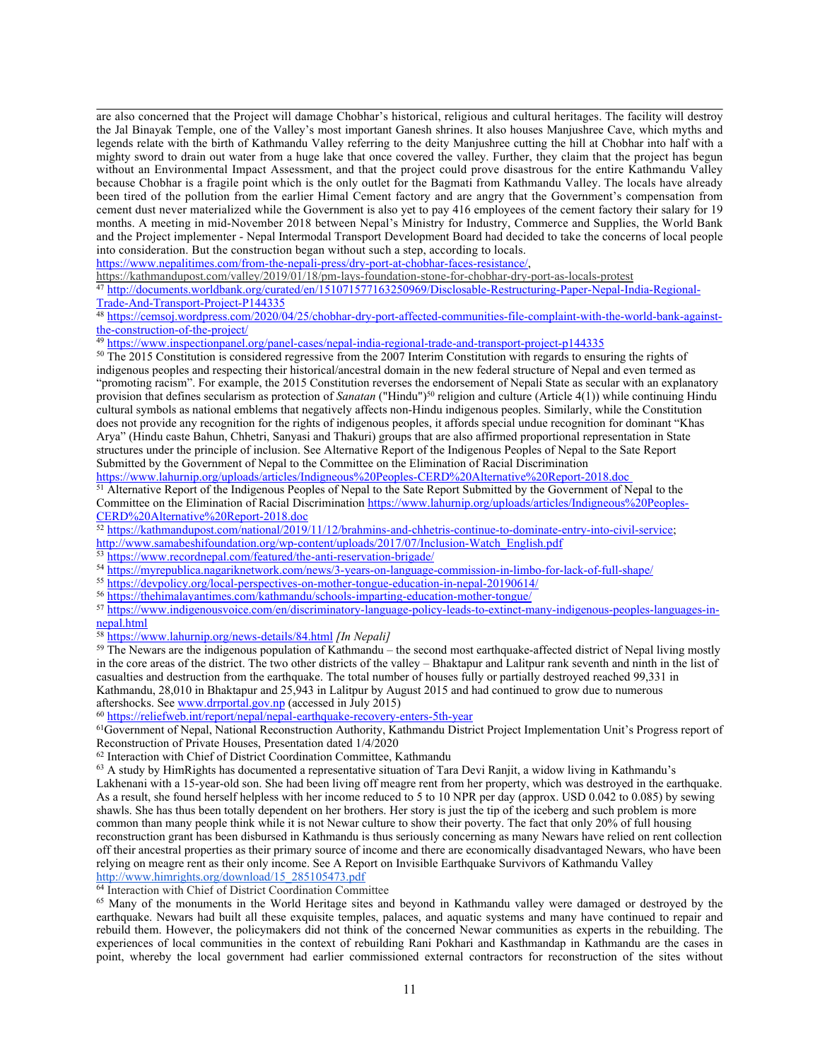are also concerned that the Project will damage Chobhar's historical, religious and cultural heritages. The facility will destroy the Jal Binayak Temple, one of the Valley's most important Ganesh shrines. It also houses Manjushree Cave, which myths and legends relate with the birth of Kathmandu Valley referring to the deity Manjushree cutting the hill at Chobhar into half with a mighty sword to drain out water from a huge lake that once covered the valley. Further, they claim that the project has begun without an Environmental Impact Assessment, and that the project could prove disastrous for the entire Kathmandu Valley because Chobhar is a fragile point which is the only outlet for the Bagmati from Kathmandu Valley. The locals have already been tired of the pollution from the earlier Himal Cement factory and are angry that the Government's compensation from cement dust never materialized while the Government is also yet to pay 416 employees of the cement factory their salary for 19 months. A meeting in mid-November 2018 between Nepal's Ministry for Industry, Commerce and Supplies, the World Bank and the Project implementer - Nepal Intermodal Transport Development Board had decided to take the concerns of local people into consideration. But the construction began without such a step, according to locals. https://www.nepalitimes.com/from-the-nepali-press/dry-port-at-chobhar-faces-resistance/, https://kathmandupost.com/valley/2019/01/18/pm-lays-foundation-stone-for-chobhar-dry-port-as-locals-protest

[47] http://documents.worldbank.org/curated/en/151071577163250969/Disclosable-Restructuring-Paper-Nepal-India-Regional-Trade-And-Transport-Project-P144335

[48] https://cemsoj.wordpress.com/2020/04/25/chobhar-dry-port-affected-communities-file-complaint-with-the-world-bank-against-the-construction-of-the-project/

[49] https://www.inspectionpanel.org/panel-cases/nepal-india-regional-trade-and-transport-project-p144335

[50] The 2015 Constitution is considered regressive from the 2007 Interim Constitution with regards to ensuring the rights of indigenous peoples and respecting their historical/ancestral domain in the new federal structure of Nepal and even termed as "promoting racism". For example, the 2015 Constitution reverses the endorsement of Nepali State as secular with an explanatory provision that defines secularism as protection of *Sanatan* ("Hindu")[50] religion and culture (Article 4(1)) while continuing Hindu cultural symbols as national emblems that negatively affects non-Hindu indigenous peoples. Similarly, while the Constitution does not provide any recognition for the rights of indigenous peoples, it affords special undue recognition for dominant "Khas Arya" (Hindu caste Bahun, Chhetri, Sanyasi and Thakuri) groups that are also affirmed proportional representation in State structures under the principle of inclusion. See Alternative Report of the Indigenous Peoples of Nepal to the Sate Report Submitted by the Government of Nepal to the Committee on the Elimination of Racial Discrimination https://www.lahurnip.org/uploads/articles/Indigneous%20Peoples-CERD%20Alternative%20Report-2018.doc

[51] Alternative Report of the Indigenous Peoples of Nepal to the Sate Report Submitted by the Government of Nepal to the Committee on the Elimination of Racial Discrimination https://www.lahurnip.org/uploads/articles/Indigneous%20Peoples-CERD%20Alternative%20Report-2018.doc

[52] https://kathmandupost.com/national/2019/11/12/brahmins-and-chhetris-continue-to-dominate-entry-into-civil-service; http://www.samabeshifoundation.org/wp-content/uploads/2017/07/Inclusion-Watch_English.pdf

[53] https://www.recordnepal.com/featured/the-anti-reservation-brigade/

[54] https://myrepublica.nagariknetwork.com/news/3-years-on-language-commission-in-limbo-for-lack-of-full-shape/

[55] https://devpolicy.org/local-perspectives-on-mother-tongue-education-in-nepal-20190614/

[56] https://thehimalayantimes.com/kathmandu/schools-imparting-education-mother-tongue/

[57] https://www.indigenousvoice.com/en/discriminatory-language-policy-leads-to-extinct-many-indigenous-peoples-languages-in-nepal.html

[58] https://www.lahurnip.org/news-details/84.html *[In Nepali]*

[59] The Newars are the indigenous population of Kathmandu – the second most earthquake-affected district of Nepal living mostly in the core areas of the district. The two other districts of the valley – Bhaktapur and Lalitpur rank seventh and ninth in the list of casualties and destruction from the earthquake. The total number of houses fully or partially destroyed reached 99,331 in Kathmandu, 28,010 in Bhaktapur and 25,943 in Lalitpur by August 2015 and had continued to grow due to numerous aftershocks. See www.drrportal.gov.np (accessed in July 2015)

[60] https://reliefweb.int/report/nepal/nepal-earthquake-recovery-enters-5th-year

[61] Government of Nepal, National Reconstruction Authority, Kathmandu District Project Implementation Unit's Progress report of Reconstruction of Private Houses, Presentation dated 1/4/2020

[62] Interaction with Chief of District Coordination Committee, Kathmandu

[63] A study by HimRights has documented a representative situation of Tara Devi Ranjit, a widow living in Kathmandu's Lakhenani with a 15-year-old son. She had been living off meagre rent from her property, which was destroyed in the earthquake. As a result, she found herself helpless with her income reduced to 5 to 10 NPR per day (approx. USD 0.042 to 0.085) by sewing shawls. She has thus been totally dependent on her brothers. Her story is just the tip of the iceberg and such problem is more common than many people think while it is not Newar culture to show their poverty. The fact that only 20% of full housing reconstruction grant has been disbursed in Kathmandu is thus seriously concerning as many Newars have relied on rent collection off their ancestral properties as their primary source of income and there are economically disadvantaged Newars, who have been relying on meagre rent as their only income. See A Report on Invisible Earthquake Survivors of Kathmandu Valley http://www.himrights.org/download/15_285105473.pdf

[64] Interaction with Chief of District Coordination Committee

[65] Many of the monuments in the World Heritage sites and beyond in Kathmandu valley were damaged or destroyed by the earthquake. Newars had built all these exquisite temples, palaces, and aquatic systems and many have continued to repair and rebuild them. However, the policymakers did not think of the concerned Newar communities as experts in the rebuilding. The experiences of local communities in the context of rebuilding Rani Pokhari and Kasthmandap in Kathmandu are the cases in point, whereby the local government had earlier commissioned external contractors for reconstruction of the sites without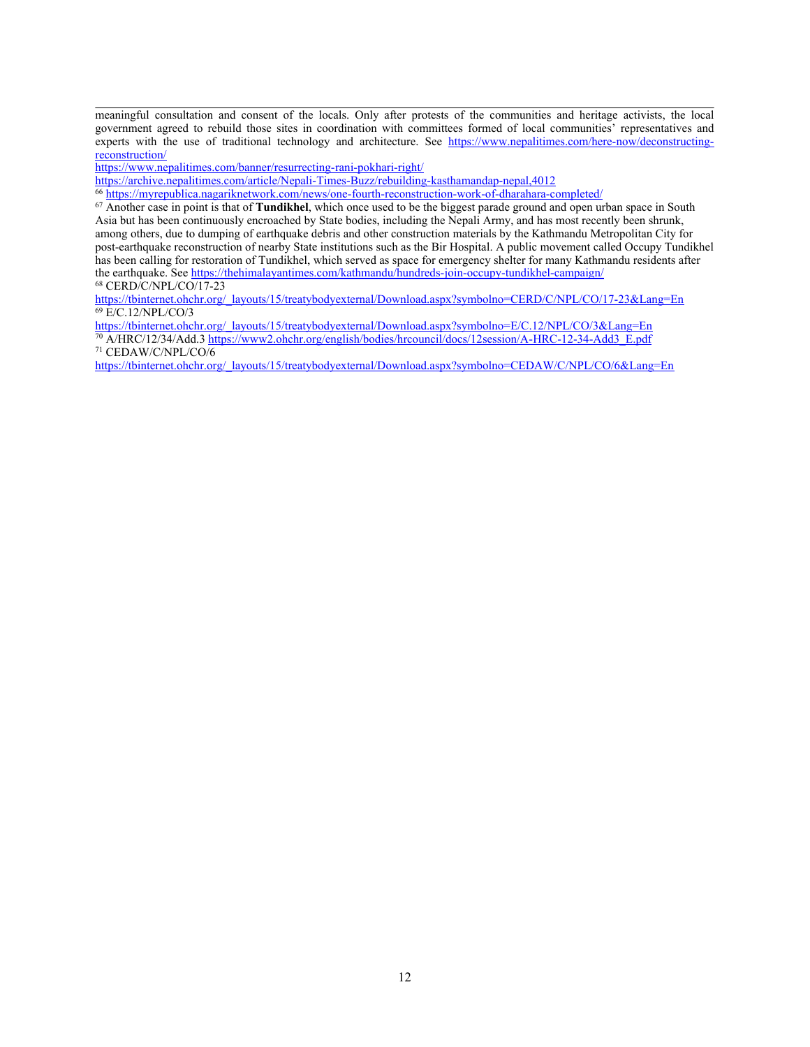meaningful consultation and consent of the locals. Only after protests of the communities and heritage activists, the local government agreed to rebuild those sites in coordination with committees formed of local communities' representatives and experts with the use of traditional technology and architecture. See https://www.nepalitimes.com/here-now/deconstructing-reconstruction/

https://www.nepalitimes.com/banner/resurrecting-rani-pokhari-right/

https://archive.nepalitimes.com/article/Nepali-Times-Buzz/rebuilding-kasthamandap-nepal,4012

[66] https://myrepublica.nagariknetwork.com/news/one-fourth-reconstruction-work-of-dharahara-completed/

[67] Another case in point is that of **Tundikhel**, which once used to be the biggest parade ground and open urban space in South Asia but has been continuously encroached by State bodies, including the Nepali Army, and has most recently been shrunk, among others, due to dumping of earthquake debris and other construction materials by the Kathmandu Metropolitan City for post-earthquake reconstruction of nearby State institutions such as the Bir Hospital. A public movement called Occupy Tundikhel has been calling for restoration of Tundikhel, which served as space for emergency shelter for many Kathmandu residents after the earthquake. See https://thehimalayantimes.com/kathmandu/hundreds-join-occupy-tundikhel-campaign/

[68] CERD/C/NPL/CO/17-23
https://tbinternet.ohchr.org/_layouts/15/treatybodyexternal/Download.aspx?symbolno=CERD/C/NPL/CO/17-23&Lang=En

[69] E/C.12/NPL/CO/3
https://tbinternet.ohchr.org/_layouts/15/treatybodyexternal/Download.aspx?symbolno=E/C.12/NPL/CO/3&Lang=En

[70] A/HRC/12/34/Add.3 https://www2.ohchr.org/english/bodies/hrcouncil/docs/12session/A-HRC-12-34-Add3_E.pdf

[71] CEDAW/C/NPL/CO/6
https://tbinternet.ohchr.org/_layouts/15/treatybodyexternal/Download.aspx?symbolno=CEDAW/C/NPL/CO/6&Lang=En